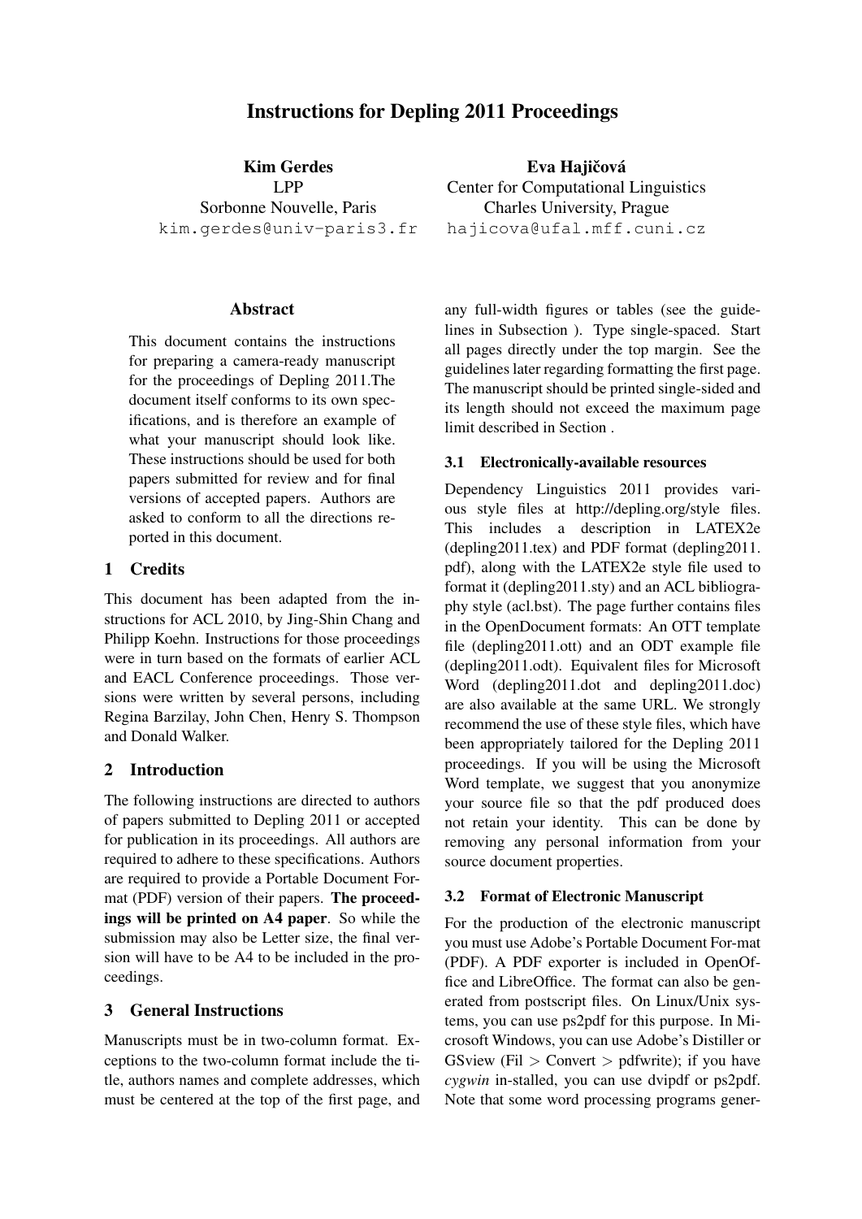# Instructions for Depling 2011 Proceedings

**Kim Gerdes**
LPP
Sorbonne Nouvelle, Paris
kim.gerdes@univ-paris3.fr

**Eva Hajičová**
Center for Computational Linguistics
Charles University, Prague
hajicova@ufal.mff.cuni.cz

## Abstract

This document contains the instructions for preparing a camera-ready manuscript for the proceedings of Depling 2011.The document itself conforms to its own specifications, and is therefore an example of what your manuscript should look like. These instructions should be used for both papers submitted for review and for final versions of accepted papers. Authors are asked to conform to all the directions reported in this document.

## 1 Credits

This document has been adapted from the instructions for ACL 2010, by Jing-Shin Chang and Philipp Koehn. Instructions for those proceedings were in turn based on the formats of earlier ACL and EACL Conference proceedings. Those versions were written by several persons, including Regina Barzilay, John Chen, Henry S. Thompson and Donald Walker.

## 2 Introduction

The following instructions are directed to authors of papers submitted to Depling 2011 or accepted for publication in its proceedings. All authors are required to adhere to these specifications. Authors are required to provide a Portable Document Format (PDF) version of their papers. **The proceedings will be printed on A4 paper**. So while the submission may also be Letter size, the final version will have to be A4 to be included in the proceedings.

## 3 General Instructions

Manuscripts must be in two-column format. Exceptions to the two-column format include the title, authors names and complete addresses, which must be centered at the top of the first page, and any full-width figures or tables (see the guidelines in Subsection ). Type single-spaced. Start all pages directly under the top margin. See the guidelines later regarding formatting the first page. The manuscript should be printed single-sided and its length should not exceed the maximum page limit described in Section .

### 3.1 Electronically-available resources

Dependency Linguistics 2011 provides various style files at http://depling.org/style files. This includes a description in LATEX2e (depling2011.tex) and PDF format (depling2011.pdf), along with the LATEX2e style file used to format it (depling2011.sty) and an ACL bibliography style (acl.bst). The page further contains files in the OpenDocument formats: An OTT template file (depling2011.ott) and an ODT example file (depling2011.odt). Equivalent files for Microsoft Word (depling2011.dot and depling2011.doc) are also available at the same URL. We strongly recommend the use of these style files, which have been appropriately tailored for the Depling 2011 proceedings. If you will be using the Microsoft Word template, we suggest that you anonymize your source file so that the pdf produced does not retain your identity. This can be done by removing any personal information from your source document properties.

### 3.2 Format of Electronic Manuscript

For the production of the electronic manuscript you must use Adobe's Portable Document For-mat (PDF). A PDF exporter is included in OpenOffice and LibreOffice. The format can also be generated from postscript files. On Linux/Unix systems, you can use ps2pdf for this purpose. In Microsoft Windows, you can use Adobe's Distiller or GSview (Fil > Convert > pdfwrite); if you have *cygwin* in-stalled, you can use dvipdf or ps2pdf. Note that some word processing programs gener-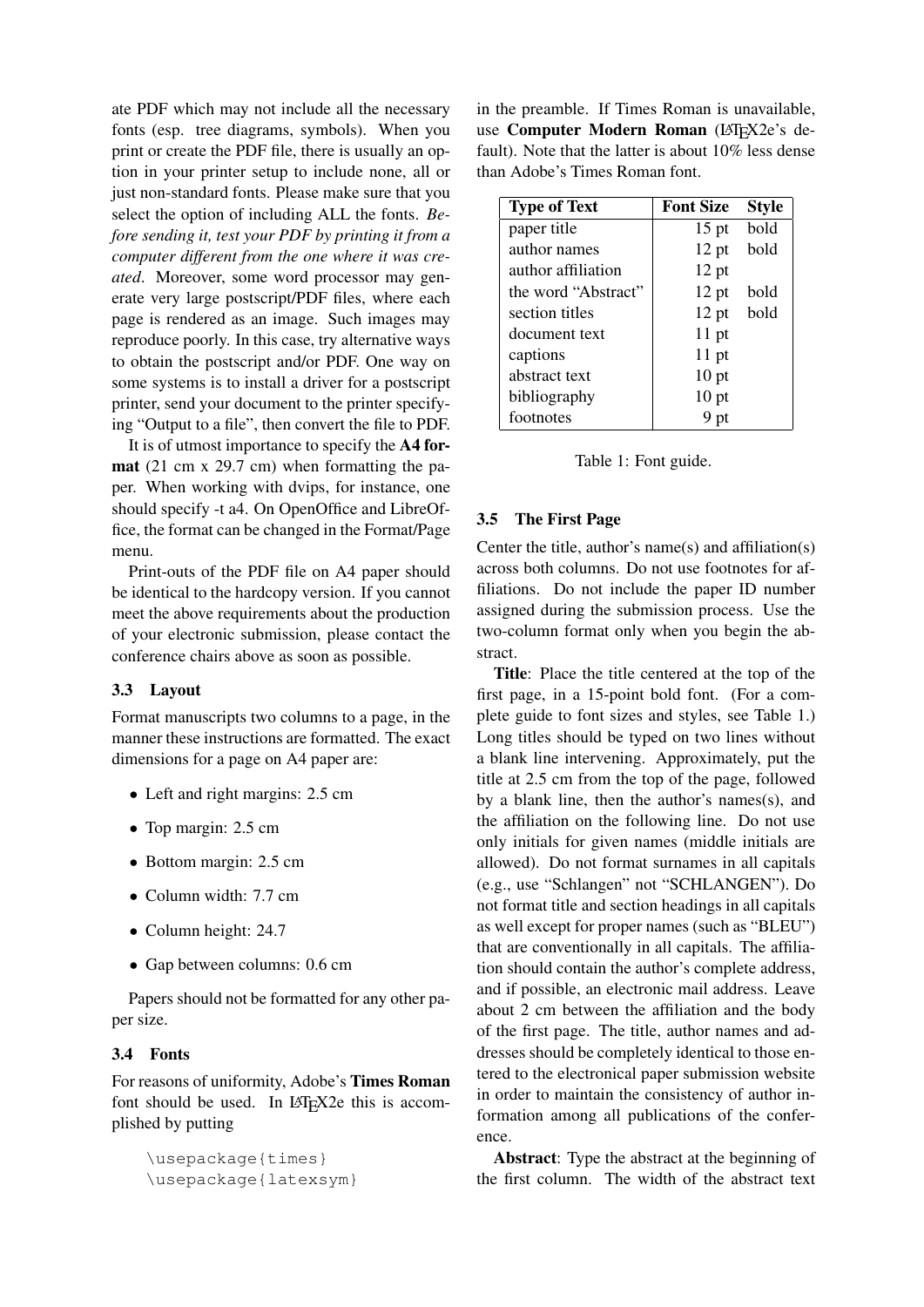ate PDF which may not include all the necessary fonts (esp. tree diagrams, symbols). When you print or create the PDF file, there is usually an option in your printer setup to include none, all or just non-standard fonts. Please make sure that you select the option of including ALL the fonts. *Before sending it, test your PDF by printing it from a computer different from the one where it was created*. Moreover, some word processor may generate very large postscript/PDF files, where each page is rendered as an image. Such images may reproduce poorly. In this case, try alternative ways to obtain the postscript and/or PDF. One way on some systems is to install a driver for a postscript printer, send your document to the printer specifying "Output to a file", then convert the file to PDF.

It is of utmost importance to specify the **A4 format** (21 cm x 29.7 cm) when formatting the paper. When working with dvips, for instance, one should specify -t a4. On OpenOffice and LibreOffice, the format can be changed in the Format/Page menu.

Print-outs of the PDF file on A4 paper should be identical to the hardcopy version. If you cannot meet the above requirements about the production of your electronic submission, please contact the conference chairs above as soon as possible.

### 3.3 Layout

Format manuscripts two columns to a page, in the manner these instructions are formatted. The exact dimensions for a page on A4 paper are:

- Left and right margins: 2.5 cm
- Top margin: 2.5 cm
- Bottom margin: 2.5 cm
- Column width: 7.7 cm
- Column height: 24.7
- Gap between columns: 0.6 cm

Papers should not be formatted for any other paper size.

### 3.4 Fonts

For reasons of uniformity, Adobe's **Times Roman** font should be used. In LaTeX2e this is accomplished by putting

```
\usepackage{times}
\usepackage{latexsym}
```

in the preamble. If Times Roman is unavailable, use **Computer Modern Roman** (LaTeX2e's default). Note that the latter is about 10% less dense than Adobe's Times Roman font.

| Type of Text | Font Size | Style |
|---|---|---|
| paper title | 15 pt | bold |
| author names | 12 pt | bold |
| author affiliation | 12 pt | |
| the word "Abstract" | 12 pt | bold |
| section titles | 12 pt | bold |
| document text | 11 pt | |
| captions | 11 pt | |
| abstract text | 10 pt | |
| bibliography | 10 pt | |
| footnotes | 9 pt | |

Table 1: Font guide.

### 3.5 The First Page

Center the title, author's name(s) and affiliation(s) across both columns. Do not use footnotes for affiliations. Do not include the paper ID number assigned during the submission process. Use the two-column format only when you begin the abstract.

**Title**: Place the title centered at the top of the first page, in a 15-point bold font. (For a complete guide to font sizes and styles, see Table 1.) Long titles should be typed on two lines without a blank line intervening. Approximately, put the title at 2.5 cm from the top of the page, followed by a blank line, then the author's names(s), and the affiliation on the following line. Do not use only initials for given names (middle initials are allowed). Do not format surnames in all capitals (e.g., use "Schlangen" not "SCHLANGEN"). Do not format title and section headings in all capitals as well except for proper names (such as "BLEU") that are conventionally in all capitals. The affiliation should contain the author's complete address, and if possible, an electronic mail address. Leave about 2 cm between the affiliation and the body of the first page. The title, author names and addresses should be completely identical to those entered to the electronical paper submission website in order to maintain the consistency of author information among all publications of the conference.

**Abstract**: Type the abstract at the beginning of the first column. The width of the abstract text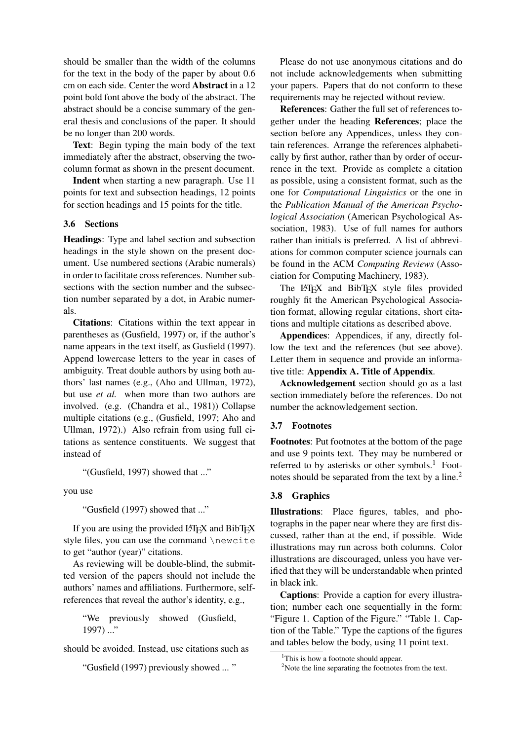should be smaller than the width of the columns for the text in the body of the paper by about 0.6 cm on each side. Center the word **Abstract** in a 12 point bold font above the body of the abstract. The abstract should be a concise summary of the general thesis and conclusions of the paper. It should be no longer than 200 words.

**Text**: Begin typing the main body of the text immediately after the abstract, observing the two-column format as shown in the present document.

**Indent** when starting a new paragraph. Use 11 points for text and subsection headings, 12 points for section headings and 15 points for the title.

### 3.6 Sections

**Headings**: Type and label section and subsection headings in the style shown on the present document. Use numbered sections (Arabic numerals) in order to facilitate cross references. Number subsections with the section number and the subsection number separated by a dot, in Arabic numerals.

**Citations**: Citations within the text appear in parentheses as (Gusfield, 1997) or, if the author's name appears in the text itself, as Gusfield (1997). Append lowercase letters to the year in cases of ambiguity. Treat double authors by using both authors' last names (e.g., (Aho and Ullman, 1972), but use *et al.* when more than two authors are involved. (e.g. (Chandra et al., 1981)) Collapse multiple citations (e.g., (Gusfield, 1997; Aho and Ullman, 1972).) Also refrain from using full citations as sentence constituents. We suggest that instead of

> "(Gusfield, 1997) showed that ..."

you use

> "Gusfield (1997) showed that ..."

If you are using the provided LaTeX and BibTeX style files, you can use the command `\newcite` to get "author (year)" citations.

As reviewing will be double-blind, the submitted version of the papers should not include the authors' names and affiliations. Furthermore, self-references that reveal the author's identity, e.g.,

> "We previously showed (Gusfield, 1997) ..."

should be avoided. Instead, use citations such as

> "Gusfield (1997) previously showed ... "

Please do not use anonymous citations and do not include acknowledgements when submitting your papers. Papers that do not conform to these requirements may be rejected without review.

**References**: Gather the full set of references together under the heading **References**; place the section before any Appendices, unless they contain references. Arrange the references alphabetically by first author, rather than by order of occurrence in the text. Provide as complete a citation as possible, using a consistent format, such as the one for *Computational Linguistics* or the one in the *Publication Manual of the American Psychological Association* (American Psychological Association, 1983). Use of full names for authors rather than initials is preferred. A list of abbreviations for common computer science journals can be found in the ACM *Computing Reviews* (Association for Computing Machinery, 1983).

The LaTeX and BibTeX style files provided roughly fit the American Psychological Association format, allowing regular citations, short citations and multiple citations as described above.

**Appendices**: Appendices, if any, directly follow the text and the references (but see above). Letter them in sequence and provide an informative title: **Appendix A. Title of Appendix**.

**Acknowledgement** section should go as a last section immediately before the references. Do not number the acknowledgement section.

### 3.7 Footnotes

**Footnotes**: Put footnotes at the bottom of the page and use 9 points text. They may be numbered or referred to by asterisks or other symbols.[1] Footnotes should be separated from the text by a line.[2]

### 3.8 Graphics

**Illustrations**: Place figures, tables, and photographs in the paper near where they are first discussed, rather than at the end, if possible. Wide illustrations may run across both columns. Color illustrations are discouraged, unless you have verified that they will be understandable when printed in black ink.

**Captions**: Provide a caption for every illustration; number each one sequentially in the form: "Figure 1. Caption of the Figure." "Table 1. Caption of the Table." Type the captions of the figures and tables below the body, using 11 point text.

---

[1] This is how a footnote should appear.

[2] Note the line separating the footnotes from the text.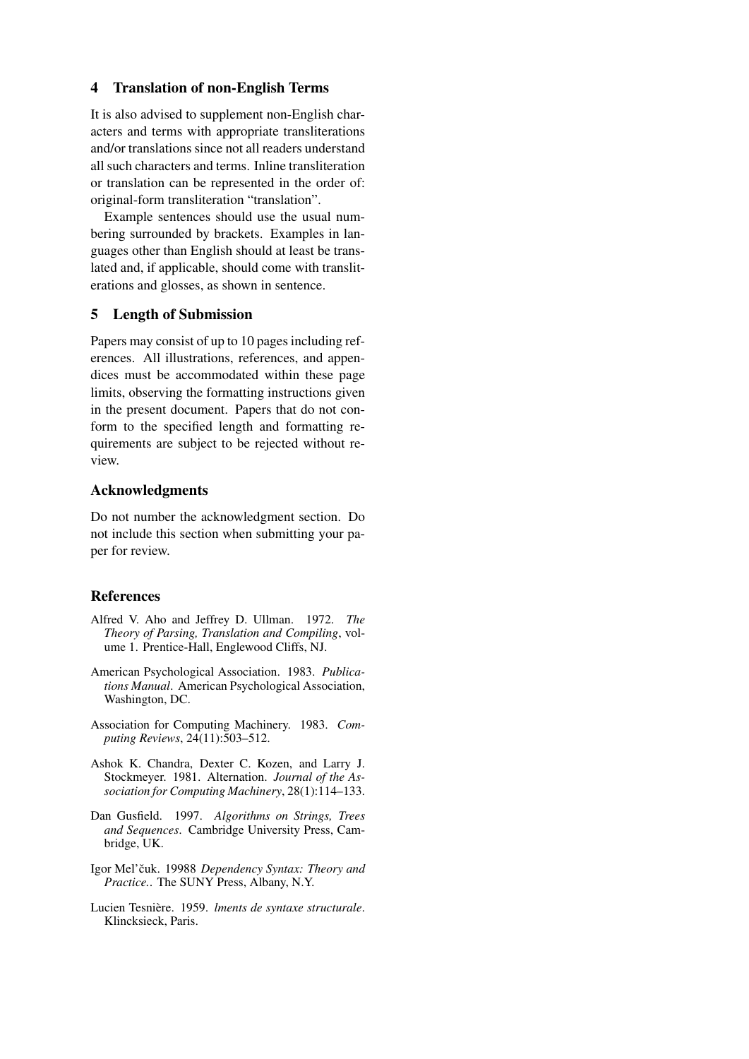## 4 Translation of non-English Terms

It is also advised to supplement non-English characters and terms with appropriate transliterations and/or translations since not all readers understand all such characters and terms. Inline transliteration or translation can be represented in the order of: original-form transliteration "translation".

Example sentences should use the usual numbering surrounded by brackets. Examples in languages other than English should at least be translated and, if applicable, should come with transliterations and glosses, as shown in sentence.

## 5 Length of Submission

Papers may consist of up to 10 pages including references. All illustrations, references, and appendices must be accommodated within these page limits, observing the formatting instructions given in the present document. Papers that do not conform to the specified length and formatting requirements are subject to be rejected without review.

## Acknowledgments

Do not number the acknowledgment section. Do not include this section when submitting your paper for review.

## References

Alfred V. Aho and Jeffrey D. Ullman. 1972. *The Theory of Parsing, Translation and Compiling*, volume 1. Prentice-Hall, Englewood Cliffs, NJ.

American Psychological Association. 1983. *Publications Manual*. American Psychological Association, Washington, DC.

Association for Computing Machinery. 1983. *Computing Reviews*, 24(11):503–512.

Ashok K. Chandra, Dexter C. Kozen, and Larry J. Stockmeyer. 1981. Alternation. *Journal of the Association for Computing Machinery*, 28(1):114–133.

Dan Gusfield. 1997. *Algorithms on Strings, Trees and Sequences*. Cambridge University Press, Cambridge, UK.

Igor Mel'čuk. 19988 *Dependency Syntax: Theory and Practice.*. The SUNY Press, Albany, N.Y.

Lucien Tesnière. 1959. *lments de syntaxe structurale*. Klincksieck, Paris.